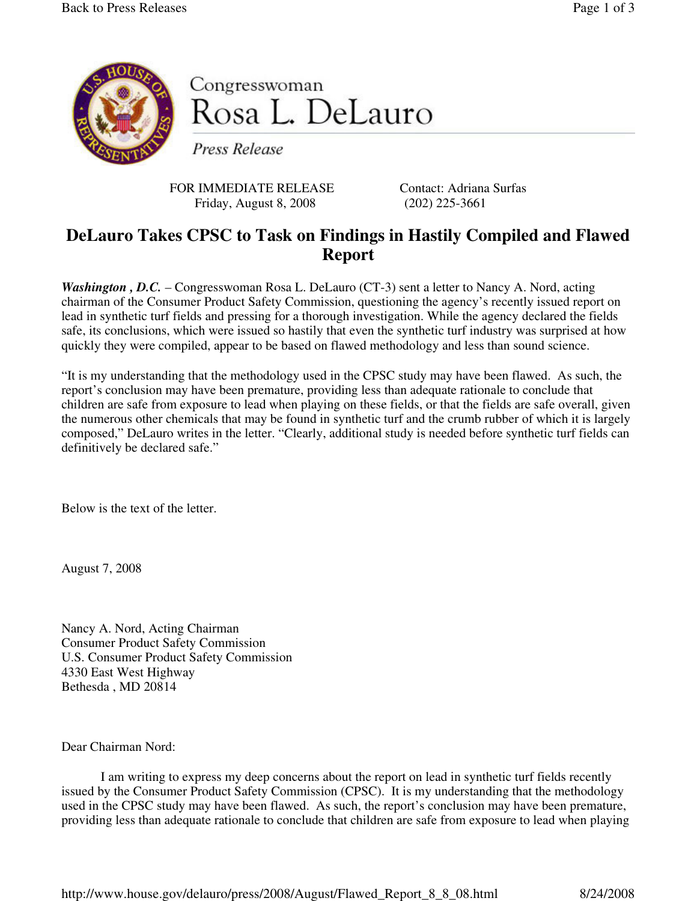Congresswoman
Rosa L. DeLauro

*Press Release*

FOR IMMEDIATE RELEASE
Friday, August 8, 2008

Contact: Adriana Surfas
(202) 225-3661

# DeLauro Takes CPSC to Task on Findings in Hastily Compiled and Flawed Report

***Washington , D.C.*** – Congresswoman Rosa L. DeLauro (CT-3) sent a letter to Nancy A. Nord, acting chairman of the Consumer Product Safety Commission, questioning the agency's recently issued report on lead in synthetic turf fields and pressing for a thorough investigation. While the agency declared the fields safe, its conclusions, which were issued so hastily that even the synthetic turf industry was surprised at how quickly they were compiled, appear to be based on flawed methodology and less than sound science.

"It is my understanding that the methodology used in the CPSC study may have been flawed. As such, the report's conclusion may have been premature, providing less than adequate rationale to conclude that children are safe from exposure to lead when playing on these fields, or that the fields are safe overall, given the numerous other chemicals that may be found in synthetic turf and the crumb rubber of which it is largely composed," DeLauro writes in the letter. "Clearly, additional study is needed before synthetic turf fields can definitively be declared safe."

Below is the text of the letter.

August 7, 2008

Nancy A. Nord, Acting Chairman
Consumer Product Safety Commission
U.S. Consumer Product Safety Commission
4330 East West Highway
Bethesda , MD 20814

Dear Chairman Nord:

I am writing to express my deep concerns about the report on lead in synthetic turf fields recently issued by the Consumer Product Safety Commission (CPSC). It is my understanding that the methodology used in the CPSC study may have been flawed. As such, the report's conclusion may have been premature, providing less than adequate rationale to conclude that children are safe from exposure to lead when playing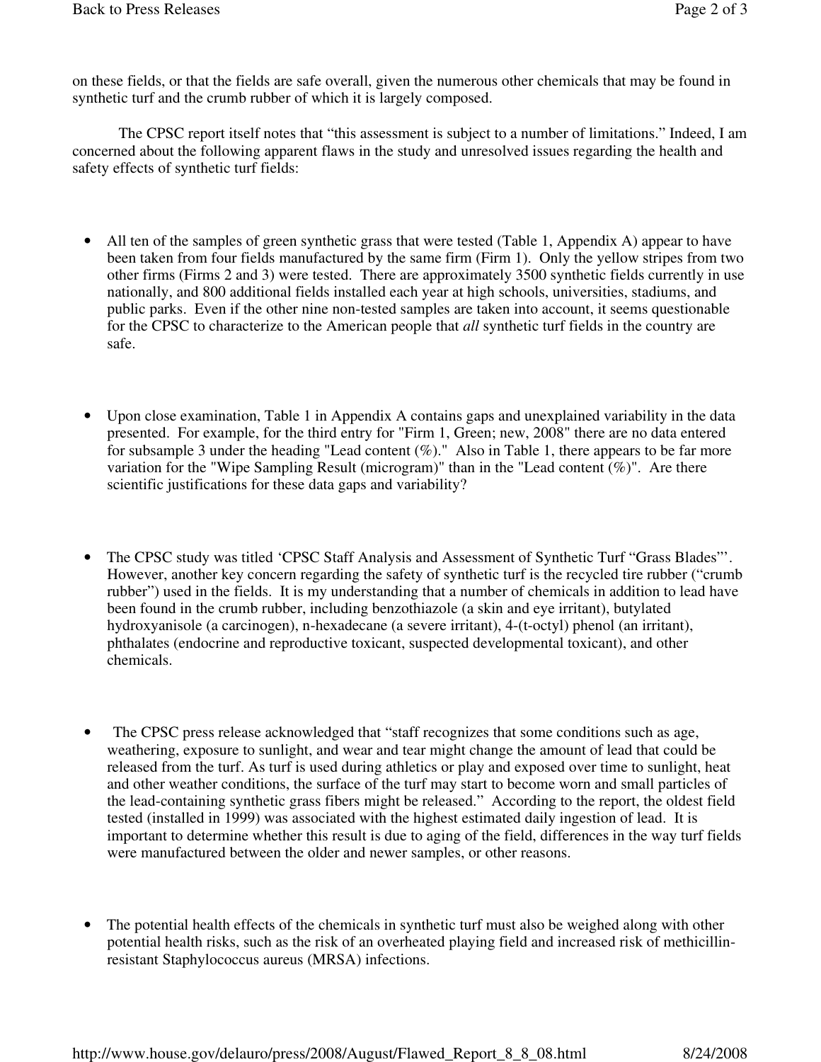on these fields, or that the fields are safe overall, given the numerous other chemicals that may be found in synthetic turf and the crumb rubber of which it is largely composed.

The CPSC report itself notes that "this assessment is subject to a number of limitations." Indeed, I am concerned about the following apparent flaws in the study and unresolved issues regarding the health and safety effects of synthetic turf fields:

- All ten of the samples of green synthetic grass that were tested (Table 1, Appendix A) appear to have been taken from four fields manufactured by the same firm (Firm 1). Only the yellow stripes from two other firms (Firms 2 and 3) were tested. There are approximately 3500 synthetic fields currently in use nationally, and 800 additional fields installed each year at high schools, universities, stadiums, and public parks. Even if the other nine non-tested samples are taken into account, it seems questionable for the CPSC to characterize to the American people that *all* synthetic turf fields in the country are safe.

- Upon close examination, Table 1 in Appendix A contains gaps and unexplained variability in the data presented. For example, for the third entry for "Firm 1, Green; new, 2008" there are no data entered for subsample 3 under the heading "Lead content (%)." Also in Table 1, there appears to be far more variation for the "Wipe Sampling Result (microgram)" than in the "Lead content (%)". Are there scientific justifications for these data gaps and variability?

- The CPSC study was titled 'CPSC Staff Analysis and Assessment of Synthetic Turf "Grass Blades"'. However, another key concern regarding the safety of synthetic turf is the recycled tire rubber ("crumb rubber") used in the fields. It is my understanding that a number of chemicals in addition to lead have been found in the crumb rubber, including benzothiazole (a skin and eye irritant), butylated hydroxyanisole (a carcinogen), n-hexadecane (a severe irritant), 4-(t-octyl) phenol (an irritant), phthalates (endocrine and reproductive toxicant, suspected developmental toxicant), and other chemicals.

- The CPSC press release acknowledged that "staff recognizes that some conditions such as age, weathering, exposure to sunlight, and wear and tear might change the amount of lead that could be released from the turf. As turf is used during athletics or play and exposed over time to sunlight, heat and other weather conditions, the surface of the turf may start to become worn and small particles of the lead-containing synthetic grass fibers might be released." According to the report, the oldest field tested (installed in 1999) was associated with the highest estimated daily ingestion of lead. It is important to determine whether this result is due to aging of the field, differences in the way turf fields were manufactured between the older and newer samples, or other reasons.

- The potential health effects of the chemicals in synthetic turf must also be weighed along with other potential health risks, such as the risk of an overheated playing field and increased risk of methicillin-resistant Staphylococcus aureus (MRSA) infections.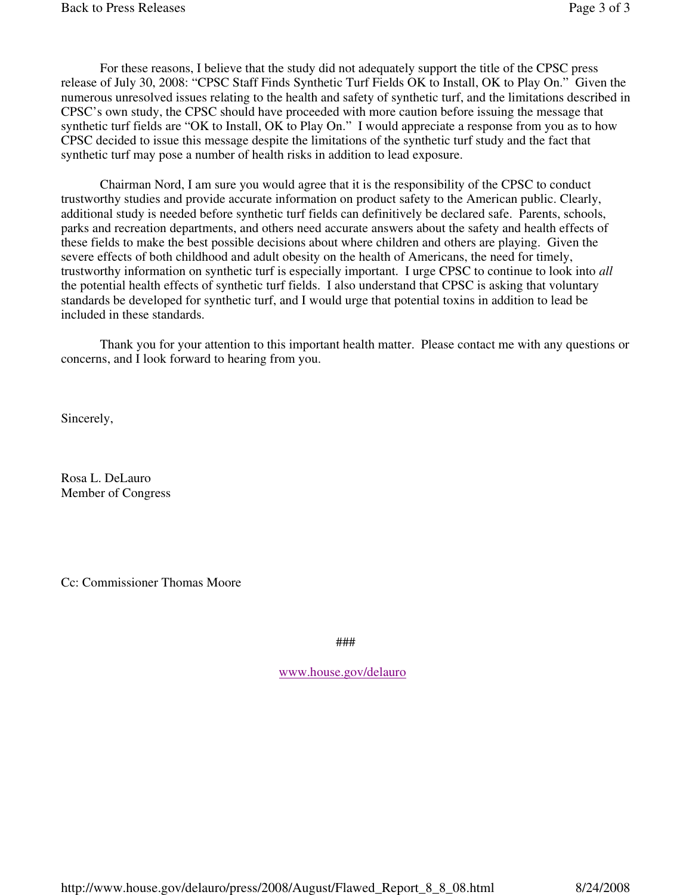For these reasons, I believe that the study did not adequately support the title of the CPSC press release of July 30, 2008: "CPSC Staff Finds Synthetic Turf Fields OK to Install, OK to Play On." Given the numerous unresolved issues relating to the health and safety of synthetic turf, and the limitations described in CPSC's own study, the CPSC should have proceeded with more caution before issuing the message that synthetic turf fields are "OK to Install, OK to Play On." I would appreciate a response from you as to how CPSC decided to issue this message despite the limitations of the synthetic turf study and the fact that synthetic turf may pose a number of health risks in addition to lead exposure.

Chairman Nord, I am sure you would agree that it is the responsibility of the CPSC to conduct trustworthy studies and provide accurate information on product safety to the American public. Clearly, additional study is needed before synthetic turf fields can definitively be declared safe. Parents, schools, parks and recreation departments, and others need accurate answers about the safety and health effects of these fields to make the best possible decisions about where children and others are playing. Given the severe effects of both childhood and adult obesity on the health of Americans, the need for timely, trustworthy information on synthetic turf is especially important. I urge CPSC to continue to look into *all* the potential health effects of synthetic turf fields. I also understand that CPSC is asking that voluntary standards be developed for synthetic turf, and I would urge that potential toxins in addition to lead be included in these standards.

Thank you for your attention to this important health matter. Please contact me with any questions or concerns, and I look forward to hearing from you.

Sincerely,

Rosa L. DeLauro
Member of Congress

Cc: Commissioner Thomas Moore

###

www.house.gov/delauro